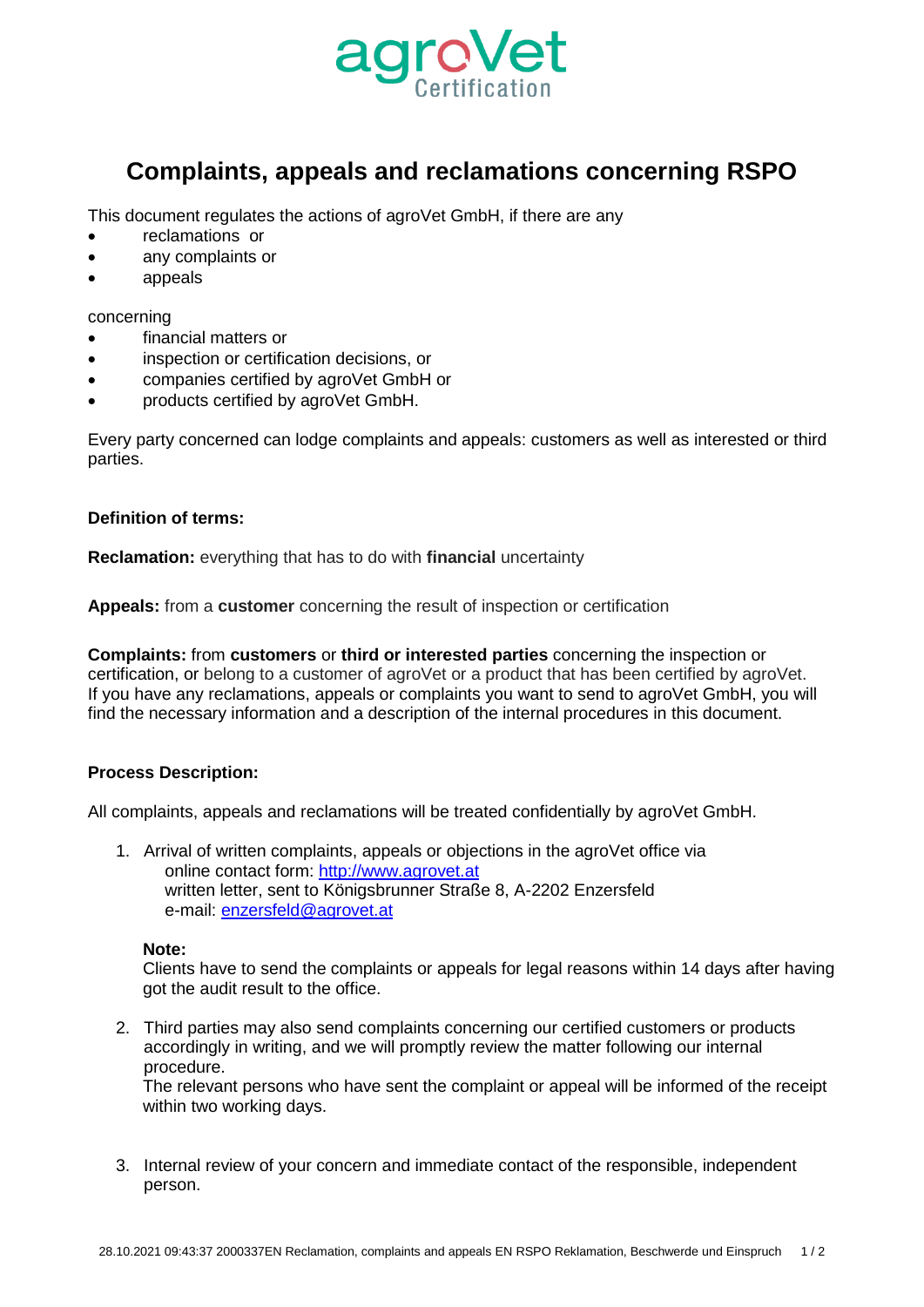agroVet Certification

# Complaints, appeals and reclamations concerning RSPO

This document regulates the actions of agroVet GmbH, if there are any

- reclamations or
- any complaints or
- appeals

concerning

- financial matters or
- inspection or certification decisions, or
- companies certified by agroVet GmbH or
- products certified by agroVet GmbH.

Every party concerned can lodge complaints and appeals: customers as well as interested or third parties.

**Definition of terms:**

**Reclamation:** everything that has to do with **financial** uncertainty

**Appeals:** from a **customer** concerning the result of inspection or certification

**Complaints:** from **customers** or **third or interested parties** concerning the inspection or certification, or belong to a customer of agroVet or a product that has been certified by agroVet. If you have any reclamations, appeals or complaints you want to send to agroVet GmbH, you will find the necessary information and a description of the internal procedures in this document.

**Process Description:**

All complaints, appeals and reclamations will be treated confidentially by agroVet GmbH.

1. Arrival of written complaints, appeals or objections in the agroVet office via
   online contact form: [http://www.agrovet.at](http://www.agrovet.at)
   written letter, sent to Königsbrunner Straße 8, A-2202 Enzersfeld
   e-mail: [enzersfeld@agrovet.at](mailto:enzersfeld@agrovet.at)

   **Note:**
   Clients have to send the complaints or appeals for legal reasons within 14 days after having got the audit result to the office.

2. Third parties may also send complaints concerning our certified customers or products accordingly in writing, and we will promptly review the matter following our internal procedure.
   The relevant persons who have sent the complaint or appeal will be informed of the receipt within two working days.

3. Internal review of your concern and immediate contact of the responsible, independent person.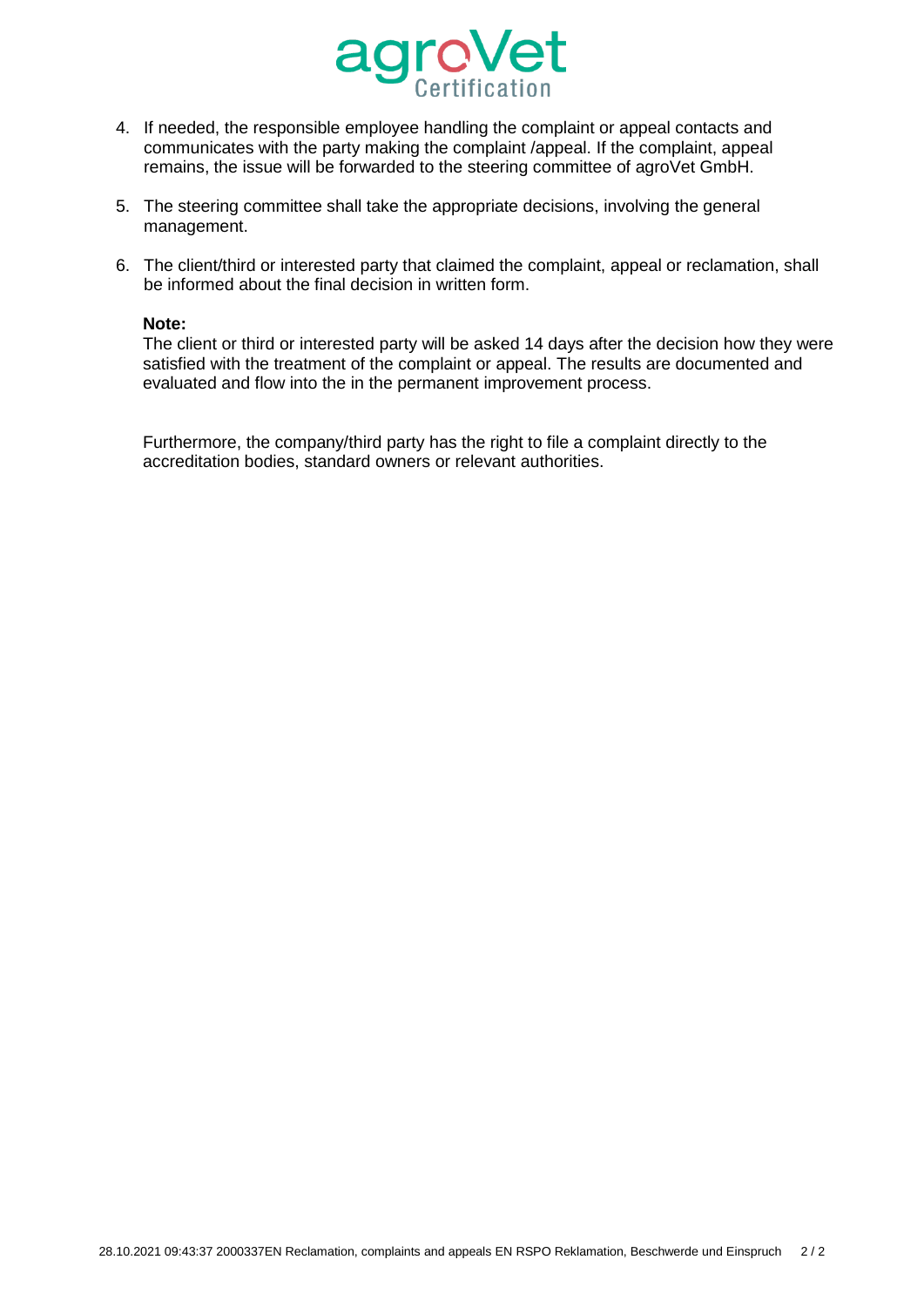4. If needed, the responsible employee handling the complaint or appeal contacts and communicates with the party making the complaint /appeal. If the complaint, appeal remains, the issue will be forwarded to the steering committee of agroVet GmbH.

5. The steering committee shall take the appropriate decisions, involving the general management.

6. The client/third or interested party that claimed the complaint, appeal or reclamation, shall be informed about the final decision in written form.

**Note:**
The client or third or interested party will be asked 14 days after the decision how they were satisfied with the treatment of the complaint or appeal. The results are documented and evaluated and flow into the in the permanent improvement process.

Furthermore, the company/third party has the right to file a complaint directly to the accreditation bodies, standard owners or relevant authorities.